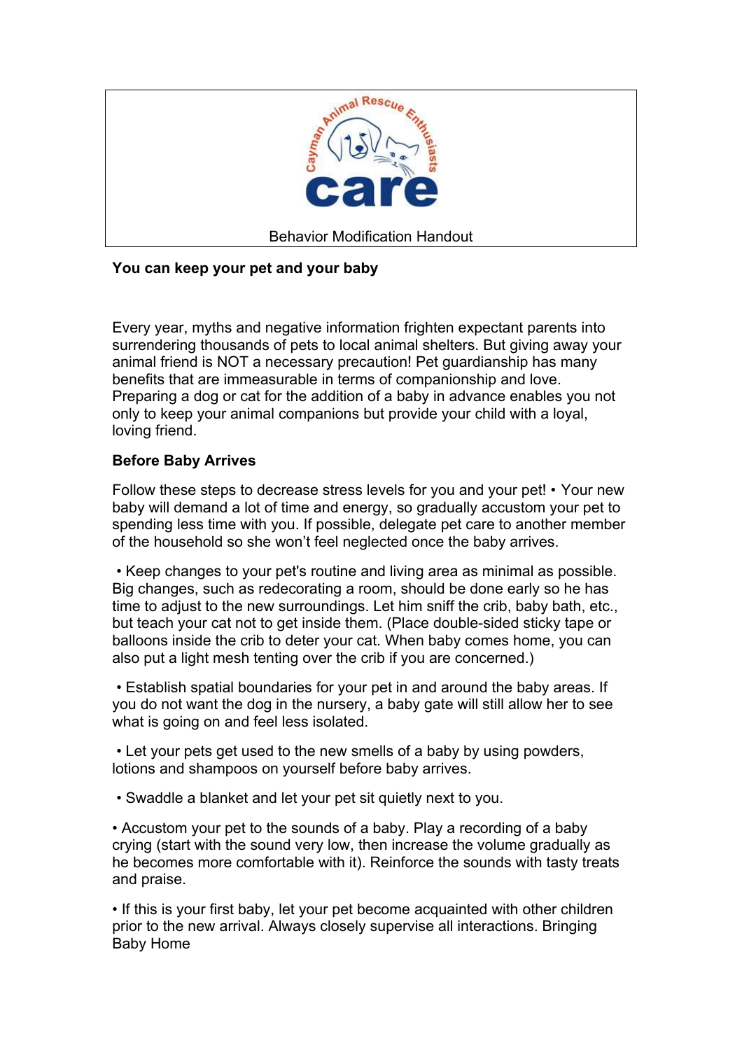Cayman Animal Rescue Enthusiasts

care

Behavior Modification Handout

**You can keep your pet and your baby**

Every year, myths and negative information frighten expectant parents into surrendering thousands of pets to local animal shelters. But giving away your animal friend is NOT a necessary precaution! Pet guardianship has many benefits that are immeasurable in terms of companionship and love. Preparing a dog or cat for the addition of a baby in advance enables you not only to keep your animal companions but provide your child with a loyal, loving friend.

**Before Baby Arrives**

Follow these steps to decrease stress levels for you and your pet! • Your new baby will demand a lot of time and energy, so gradually accustom your pet to spending less time with you. If possible, delegate pet care to another member of the household so she won't feel neglected once the baby arrives.

• Keep changes to your pet's routine and living area as minimal as possible. Big changes, such as redecorating a room, should be done early so he has time to adjust to the new surroundings. Let him sniff the crib, baby bath, etc., but teach your cat not to get inside them. (Place double-sided sticky tape or balloons inside the crib to deter your cat. When baby comes home, you can also put a light mesh tenting over the crib if you are concerned.)

• Establish spatial boundaries for your pet in and around the baby areas. If you do not want the dog in the nursery, a baby gate will still allow her to see what is going on and feel less isolated.

• Let your pets get used to the new smells of a baby by using powders, lotions and shampoos on yourself before baby arrives.

• Swaddle a blanket and let your pet sit quietly next to you.

• Accustom your pet to the sounds of a baby. Play a recording of a baby crying (start with the sound very low, then increase the volume gradually as he becomes more comfortable with it). Reinforce the sounds with tasty treats and praise.

• If this is your first baby, let your pet become acquainted with other children prior to the new arrival. Always closely supervise all interactions. Bringing Baby Home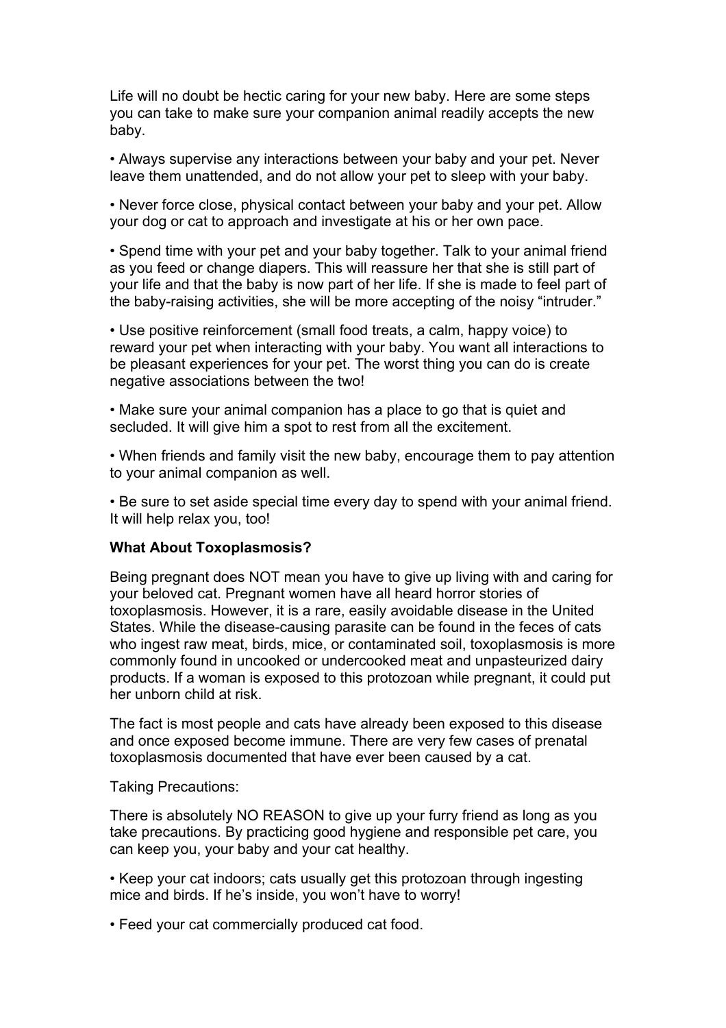Life will no doubt be hectic caring for your new baby. Here are some steps you can take to make sure your companion animal readily accepts the new baby.

- Always supervise any interactions between your baby and your pet. Never leave them unattended, and do not allow your pet to sleep with your baby.

- Never force close, physical contact between your baby and your pet. Allow your dog or cat to approach and investigate at his or her own pace.

- Spend time with your pet and your baby together. Talk to your animal friend as you feed or change diapers. This will reassure her that she is still part of your life and that the baby is now part of her life. If she is made to feel part of the baby-raising activities, she will be more accepting of the noisy "intruder."

- Use positive reinforcement (small food treats, a calm, happy voice) to reward your pet when interacting with your baby. You want all interactions to be pleasant experiences for your pet. The worst thing you can do is create negative associations between the two!

- Make sure your animal companion has a place to go that is quiet and secluded. It will give him a spot to rest from all the excitement.

- When friends and family visit the new baby, encourage them to pay attention to your animal companion as well.

- Be sure to set aside special time every day to spend with your animal friend. It will help relax you, too!

**What About Toxoplasmosis?**

Being pregnant does NOT mean you have to give up living with and caring for your beloved cat. Pregnant women have all heard horror stories of toxoplasmosis. However, it is a rare, easily avoidable disease in the United States. While the disease-causing parasite can be found in the feces of cats who ingest raw meat, birds, mice, or contaminated soil, toxoplasmosis is more commonly found in uncooked or undercooked meat and unpasteurized dairy products. If a woman is exposed to this protozoan while pregnant, it could put her unborn child at risk.

The fact is most people and cats have already been exposed to this disease and once exposed become immune. There are very few cases of prenatal toxoplasmosis documented that have ever been caused by a cat.

Taking Precautions:

There is absolutely NO REASON to give up your furry friend as long as you take precautions. By practicing good hygiene and responsible pet care, you can keep you, your baby and your cat healthy.

- Keep your cat indoors; cats usually get this protozoan through ingesting mice and birds. If he's inside, you won't have to worry!

- Feed your cat commercially produced cat food.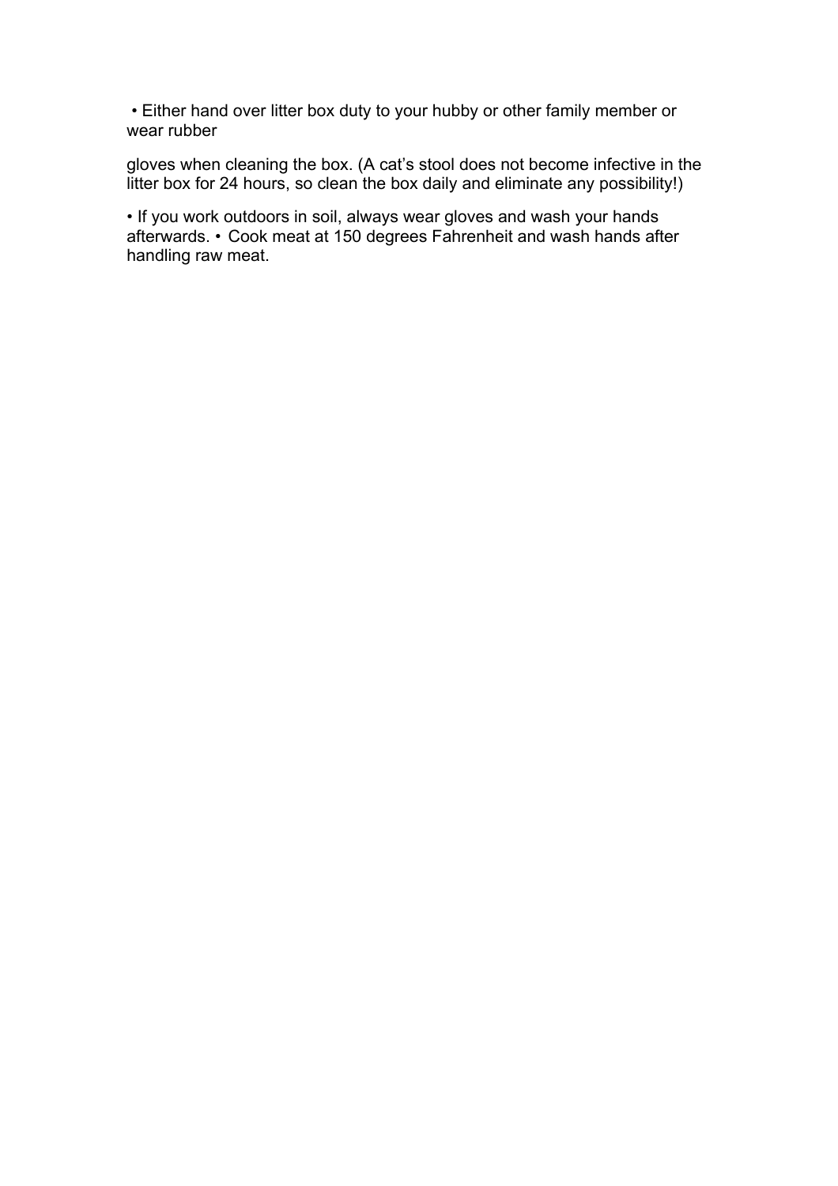- Either hand over litter box duty to your hubby or other family member or wear rubber

gloves when cleaning the box. (A cat's stool does not become infective in the litter box for 24 hours, so clean the box daily and eliminate any possibility!)

- If you work outdoors in soil, always wear gloves and wash your hands afterwards.
- Cook meat at 150 degrees Fahrenheit and wash hands after handling raw meat.